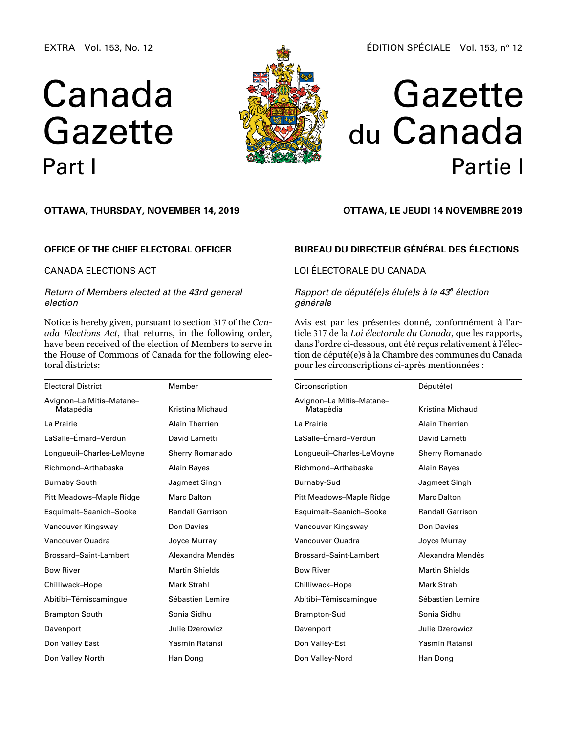EXTRA Vol. 153, No. 12

ÉDITION SPÉCIALE Vol. 153, n° 12

# Canada Gazette Part I

# Gazette du Canada Partie I

**OTTAWA, THURSDAY, NOVEMBER 14, 2019**

**OTTAWA, LE JEUDI 14 NOVEMBRE 2019**

## OFFICE OF THE CHIEF ELECTORAL OFFICER

### CANADA ELECTIONS ACT

*Return of Members elected at the 43rd general election*

Notice is hereby given, pursuant to section 317 of the *Canada Elections Act*, that returns, in the following order, have been received of the election of Members to serve in the House of Commons of Canada for the following electoral districts:

| Electoral District | Member |
|---|---|
| Avignon–La Mitis–Matane–Matapédia | Kristina Michaud |
| La Prairie | Alain Therrien |
| LaSalle–Émard–Verdun | David Lametti |
| Longueuil–Charles-LeMoyne | Sherry Romanado |
| Richmond–Arthabaska | Alain Rayes |
| Burnaby South | Jagmeet Singh |
| Pitt Meadows–Maple Ridge | Marc Dalton |
| Esquimalt–Saanich–Sooke | Randall Garrison |
| Vancouver Kingsway | Don Davies |
| Vancouver Quadra | Joyce Murray |
| Brossard–Saint-Lambert | Alexandra Mendès |
| Bow River | Martin Shields |
| Chilliwack–Hope | Mark Strahl |
| Abitibi–Témiscamingue | Sébastien Lemire |
| Brampton South | Sonia Sidhu |
| Davenport | Julie Dzerowicz |
| Don Valley East | Yasmin Ratansi |
| Don Valley North | Han Dong |

## BUREAU DU DIRECTEUR GÉNÉRAL DES ÉLECTIONS

### LOI ÉLECTORALE DU CANADA

*Rapport de député(e)s élu(e)s à la 43e élection générale*

Avis est par les présentes donné, conformément à l'article 317 de la *Loi électorale du Canada*, que les rapports, dans l'ordre ci-dessous, ont été reçus relativement à l'élection de député(e)s à la Chambre des communes du Canada pour les circonscriptions ci-après mentionnées :

| Circonscription | Député(e) |
|---|---|
| Avignon–La Mitis–Matane–Matapédia | Kristina Michaud |
| La Prairie | Alain Therrien |
| LaSalle–Émard–Verdun | David Lametti |
| Longueuil–Charles-LeMoyne | Sherry Romanado |
| Richmond–Arthabaska | Alain Rayes |
| Burnaby-Sud | Jagmeet Singh |
| Pitt Meadows–Maple Ridge | Marc Dalton |
| Esquimalt–Saanich–Sooke | Randall Garrison |
| Vancouver Kingsway | Don Davies |
| Vancouver Quadra | Joyce Murray |
| Brossard–Saint-Lambert | Alexandra Mendès |
| Bow River | Martin Shields |
| Chilliwack–Hope | Mark Strahl |
| Abitibi–Témiscamingue | Sébastien Lemire |
| Brampton-Sud | Sonia Sidhu |
| Davenport | Julie Dzerowicz |
| Don Valley-Est | Yasmin Ratansi |
| Don Valley-Nord | Han Dong |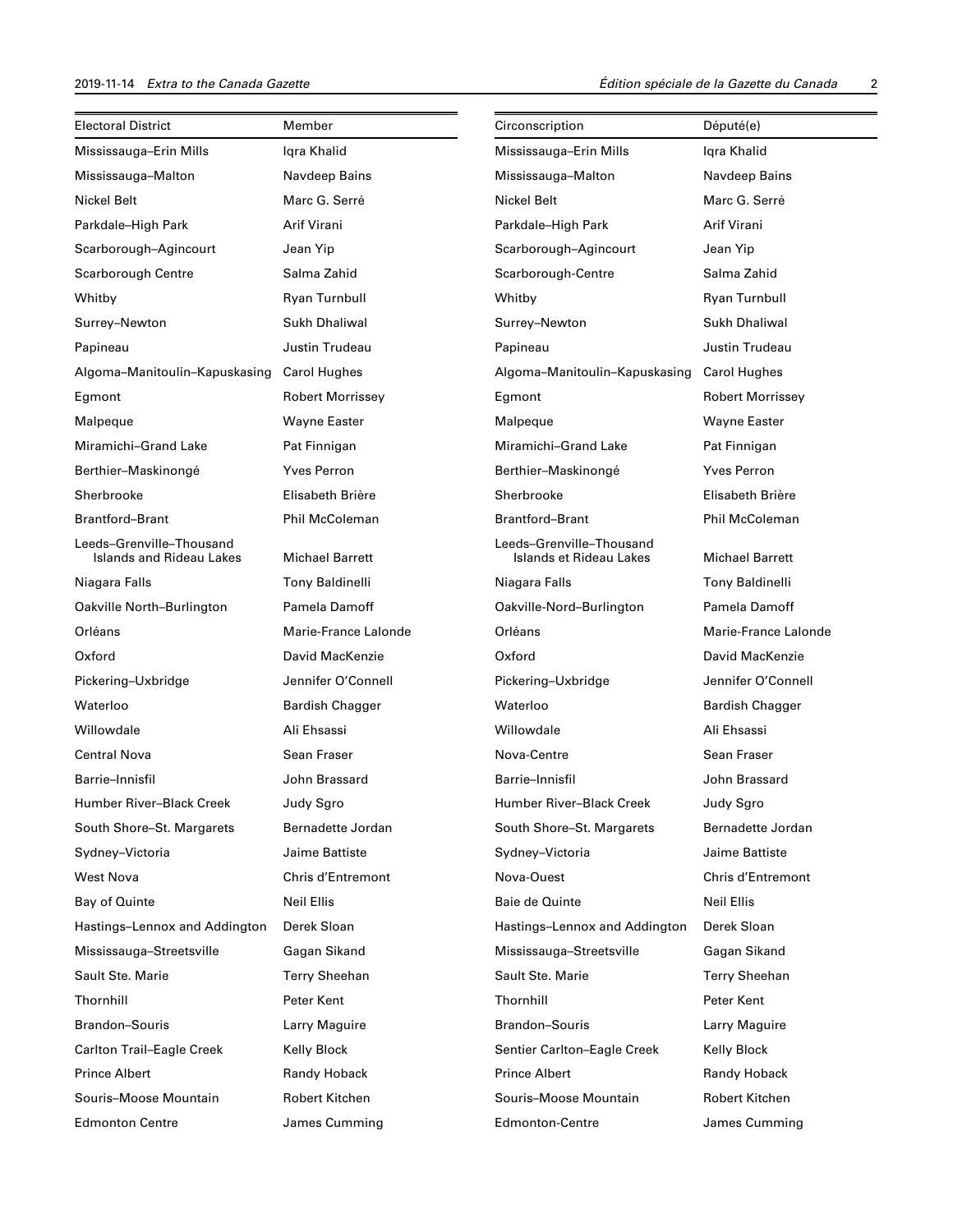| Electoral District | Member |
|---|---|
| Mississauga–Erin Mills | Iqra Khalid |
| Mississauga–Malton | Navdeep Bains |
| Nickel Belt | Marc G. Serré |
| Parkdale–High Park | Arif Virani |
| Scarborough–Agincourt | Jean Yip |
| Scarborough Centre | Salma Zahid |
| Whitby | Ryan Turnbull |
| Surrey–Newton | Sukh Dhaliwal |
| Papineau | Justin Trudeau |
| Algoma–Manitoulin–Kapuskasing | Carol Hughes |
| Egmont | Robert Morrissey |
| Malpeque | Wayne Easter |
| Miramichi–Grand Lake | Pat Finnigan |
| Berthier–Maskinongé | Yves Perron |
| Sherbrooke | Elisabeth Brière |
| Brantford–Brant | Phil McColeman |
| Leeds–Grenville–Thousand Islands and Rideau Lakes | Michael Barrett |
| Niagara Falls | Tony Baldinelli |
| Oakville North–Burlington | Pamela Damoff |
| Orléans | Marie-France Lalonde |
| Oxford | David MacKenzie |
| Pickering–Uxbridge | Jennifer O'Connell |
| Waterloo | Bardish Chagger |
| Willowdale | Ali Ehsassi |
| Central Nova | Sean Fraser |
| Barrie–Innisfil | John Brassard |
| Humber River–Black Creek | Judy Sgro |
| South Shore–St. Margarets | Bernadette Jordan |
| Sydney–Victoria | Jaime Battiste |
| West Nova | Chris d'Entremont |
| Bay of Quinte | Neil Ellis |
| Hastings–Lennox and Addington | Derek Sloan |
| Mississauga–Streetsville | Gagan Sikand |
| Sault Ste. Marie | Terry Sheehan |
| Thornhill | Peter Kent |
| Brandon–Souris | Larry Maguire |
| Carlton Trail–Eagle Creek | Kelly Block |
| Prince Albert | Randy Hoback |
| Souris–Moose Mountain | Robert Kitchen |
| Edmonton Centre | James Cumming |

| Circonscription | Député(e) |
|---|---|
| Mississauga–Erin Mills | Iqra Khalid |
| Mississauga–Malton | Navdeep Bains |
| Nickel Belt | Marc G. Serré |
| Parkdale–High Park | Arif Virani |
| Scarborough–Agincourt | Jean Yip |
| Scarborough-Centre | Salma Zahid |
| Whitby | Ryan Turnbull |
| Surrey–Newton | Sukh Dhaliwal |
| Papineau | Justin Trudeau |
| Algoma–Manitoulin–Kapuskasing | Carol Hughes |
| Egmont | Robert Morrissey |
| Malpeque | Wayne Easter |
| Miramichi–Grand Lake | Pat Finnigan |
| Berthier–Maskinongé | Yves Perron |
| Sherbrooke | Elisabeth Brière |
| Brantford–Brant | Phil McColeman |
| Leeds–Grenville–Thousand Islands et Rideau Lakes | Michael Barrett |
| Niagara Falls | Tony Baldinelli |
| Oakville-Nord–Burlington | Pamela Damoff |
| Orléans | Marie-France Lalonde |
| Oxford | David MacKenzie |
| Pickering–Uxbridge | Jennifer O'Connell |
| Waterloo | Bardish Chagger |
| Willowdale | Ali Ehsassi |
| Nova-Centre | Sean Fraser |
| Barrie–Innisfil | John Brassard |
| Humber River–Black Creek | Judy Sgro |
| South Shore–St. Margarets | Bernadette Jordan |
| Sydney–Victoria | Jaime Battiste |
| Nova-Ouest | Chris d'Entremont |
| Baie de Quinte | Neil Ellis |
| Hastings–Lennox and Addington | Derek Sloan |
| Mississauga–Streetsville | Gagan Sikand |
| Sault Ste. Marie | Terry Sheehan |
| Thornhill | Peter Kent |
| Brandon–Souris | Larry Maguire |
| Sentier Carlton–Eagle Creek | Kelly Block |
| Prince Albert | Randy Hoback |
| Souris–Moose Mountain | Robert Kitchen |
| Edmonton-Centre | James Cumming |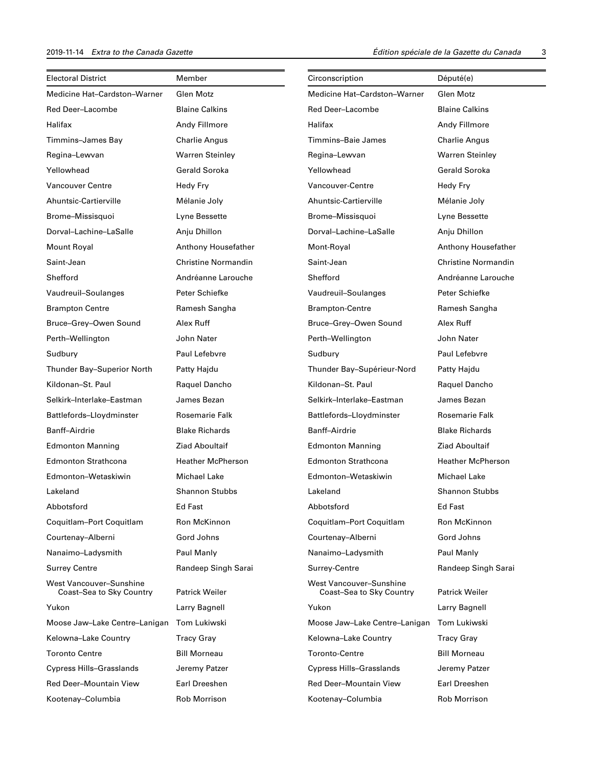| Electoral District | Member |
| --- | --- |
| Medicine Hat–Cardston–Warner | Glen Motz |
| Red Deer–Lacombe | Blaine Calkins |
| Halifax | Andy Fillmore |
| Timmins–James Bay | Charlie Angus |
| Regina–Lewvan | Warren Steinley |
| Yellowhead | Gerald Soroka |
| Vancouver Centre | Hedy Fry |
| Ahuntsic-Cartierville | Mélanie Joly |
| Brome–Missisquoi | Lyne Bessette |
| Dorval–Lachine–LaSalle | Anju Dhillon |
| Mount Royal | Anthony Housefather |
| Saint-Jean | Christine Normandin |
| Shefford | Andréanne Larouche |
| Vaudreuil–Soulanges | Peter Schiefke |
| Brampton Centre | Ramesh Sangha |
| Bruce–Grey–Owen Sound | Alex Ruff |
| Perth–Wellington | John Nater |
| Sudbury | Paul Lefebvre |
| Thunder Bay–Superior North | Patty Hajdu |
| Kildonan–St. Paul | Raquel Dancho |
| Selkirk–Interlake–Eastman | James Bezan |
| Battlefords–Lloydminster | Rosemarie Falk |
| Banff–Airdrie | Blake Richards |
| Edmonton Manning | Ziad Aboultaif |
| Edmonton Strathcona | Heather McPherson |
| Edmonton–Wetaskiwin | Michael Lake |
| Lakeland | Shannon Stubbs |
| Abbotsford | Ed Fast |
| Coquitlam–Port Coquitlam | Ron McKinnon |
| Courtenay–Alberni | Gord Johns |
| Nanaimo–Ladysmith | Paul Manly |
| Surrey Centre | Randeep Singh Sarai |
| West Vancouver–Sunshine Coast–Sea to Sky Country | Patrick Weiler |
| Yukon | Larry Bagnell |
| Moose Jaw–Lake Centre–Lanigan | Tom Lukiwski |
| Kelowna–Lake Country | Tracy Gray |
| Toronto Centre | Bill Morneau |
| Cypress Hills–Grasslands | Jeremy Patzer |
| Red Deer–Mountain View | Earl Dreeshen |
| Kootenay–Columbia | Rob Morrison |

| Circonscription | Député(e) |
| --- | --- |
| Medicine Hat–Cardston–Warner | Glen Motz |
| Red Deer–Lacombe | Blaine Calkins |
| Halifax | Andy Fillmore |
| Timmins–Baie James | Charlie Angus |
| Regina–Lewvan | Warren Steinley |
| Yellowhead | Gerald Soroka |
| Vancouver-Centre | Hedy Fry |
| Ahuntsic-Cartierville | Mélanie Joly |
| Brome–Missisquoi | Lyne Bessette |
| Dorval–Lachine–LaSalle | Anju Dhillon |
| Mont-Royal | Anthony Housefather |
| Saint-Jean | Christine Normandin |
| Shefford | Andréanne Larouche |
| Vaudreuil–Soulanges | Peter Schiefke |
| Brampton-Centre | Ramesh Sangha |
| Bruce–Grey–Owen Sound | Alex Ruff |
| Perth–Wellington | John Nater |
| Sudbury | Paul Lefebvre |
| Thunder Bay–Supérieur-Nord | Patty Hajdu |
| Kildonan–St. Paul | Raquel Dancho |
| Selkirk–Interlake–Eastman | James Bezan |
| Battlefords–Lloydminster | Rosemarie Falk |
| Banff–Airdrie | Blake Richards |
| Edmonton Manning | Ziad Aboultaif |
| Edmonton Strathcona | Heather McPherson |
| Edmonton–Wetaskiwin | Michael Lake |
| Lakeland | Shannon Stubbs |
| Abbotsford | Ed Fast |
| Coquitlam–Port Coquitlam | Ron McKinnon |
| Courtenay–Alberni | Gord Johns |
| Nanaimo–Ladysmith | Paul Manly |
| Surrey-Centre | Randeep Singh Sarai |
| West Vancouver–Sunshine Coast–Sea to Sky Country | Patrick Weiler |
| Yukon | Larry Bagnell |
| Moose Jaw–Lake Centre–Lanigan | Tom Lukiwski |
| Kelowna–Lake Country | Tracy Gray |
| Toronto-Centre | Bill Morneau |
| Cypress Hills–Grasslands | Jeremy Patzer |
| Red Deer–Mountain View | Earl Dreeshen |
| Kootenay–Columbia | Rob Morrison |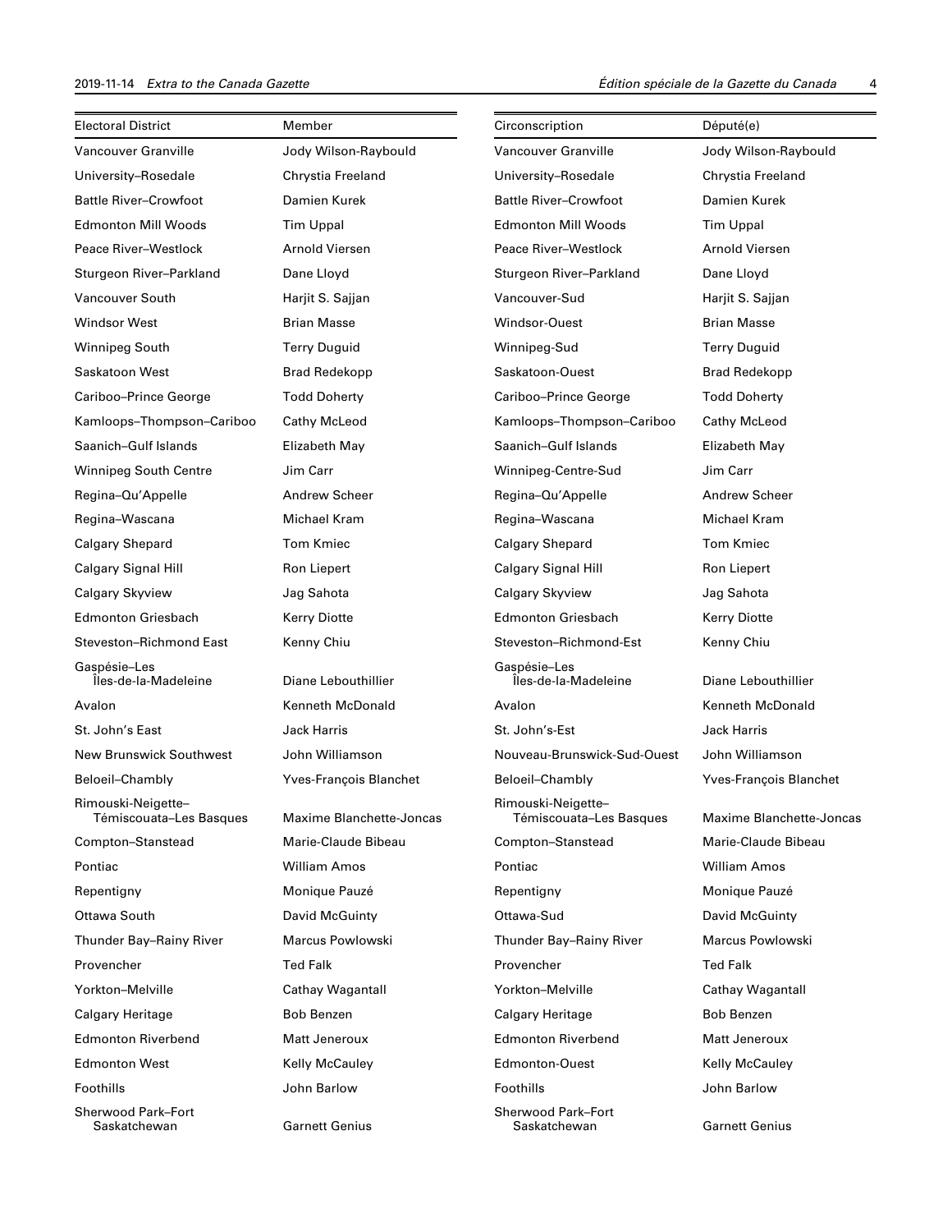| Electoral District | Member |
|---|---|
| Vancouver Granville | Jody Wilson-Raybould |
| University–Rosedale | Chrystia Freeland |
| Battle River–Crowfoot | Damien Kurek |
| Edmonton Mill Woods | Tim Uppal |
| Peace River–Westlock | Arnold Viersen |
| Sturgeon River–Parkland | Dane Lloyd |
| Vancouver South | Harjit S. Sajjan |
| Windsor West | Brian Masse |
| Winnipeg South | Terry Duguid |
| Saskatoon West | Brad Redekopp |
| Cariboo–Prince George | Todd Doherty |
| Kamloops–Thompson–Cariboo | Cathy McLeod |
| Saanich–Gulf Islands | Elizabeth May |
| Winnipeg South Centre | Jim Carr |
| Regina–Qu'Appelle | Andrew Scheer |
| Regina–Wascana | Michael Kram |
| Calgary Shepard | Tom Kmiec |
| Calgary Signal Hill | Ron Liepert |
| Calgary Skyview | Jag Sahota |
| Edmonton Griesbach | Kerry Diotte |
| Steveston–Richmond East | Kenny Chiu |
| Gaspésie–Les Îles-de-la-Madeleine | Diane Lebouthillier |
| Avalon | Kenneth McDonald |
| St. John's East | Jack Harris |
| New Brunswick Southwest | John Williamson |
| Beloeil–Chambly | Yves-François Blanchet |
| Rimouski-Neigette–Témiscouata–Les Basques | Maxime Blanchette-Joncas |
| Compton–Stanstead | Marie-Claude Bibeau |
| Pontiac | William Amos |
| Repentigny | Monique Pauzé |
| Ottawa South | David McGuinty |
| Thunder Bay–Rainy River | Marcus Powlowski |
| Provencher | Ted Falk |
| Yorkton–Melville | Cathay Wagantall |
| Calgary Heritage | Bob Benzen |
| Edmonton Riverbend | Matt Jeneroux |
| Edmonton West | Kelly McCauley |
| Foothills | John Barlow |
| Sherwood Park–Fort Saskatchewan | Garnett Genius |

| Circonscription | Député(e) |
|---|---|
| Vancouver Granville | Jody Wilson-Raybould |
| University–Rosedale | Chrystia Freeland |
| Battle River–Crowfoot | Damien Kurek |
| Edmonton Mill Woods | Tim Uppal |
| Peace River–Westlock | Arnold Viersen |
| Sturgeon River–Parkland | Dane Lloyd |
| Vancouver-Sud | Harjit S. Sajjan |
| Windsor-Ouest | Brian Masse |
| Winnipeg-Sud | Terry Duguid |
| Saskatoon-Ouest | Brad Redekopp |
| Cariboo–Prince George | Todd Doherty |
| Kamloops–Thompson–Cariboo | Cathy McLeod |
| Saanich–Gulf Islands | Elizabeth May |
| Winnipeg-Centre-Sud | Jim Carr |
| Regina–Qu'Appelle | Andrew Scheer |
| Regina–Wascana | Michael Kram |
| Calgary Shepard | Tom Kmiec |
| Calgary Signal Hill | Ron Liepert |
| Calgary Skyview | Jag Sahota |
| Edmonton Griesbach | Kerry Diotte |
| Steveston–Richmond-Est | Kenny Chiu |
| Gaspésie–Les Îles-de-la-Madeleine | Diane Lebouthillier |
| Avalon | Kenneth McDonald |
| St. John's-Est | Jack Harris |
| Nouveau-Brunswick-Sud-Ouest | John Williamson |
| Beloeil–Chambly | Yves-François Blanchet |
| Rimouski-Neigette–Témiscouata–Les Basques | Maxime Blanchette-Joncas |
| Compton–Stanstead | Marie-Claude Bibeau |
| Pontiac | William Amos |
| Repentigny | Monique Pauzé |
| Ottawa-Sud | David McGuinty |
| Thunder Bay–Rainy River | Marcus Powlowski |
| Provencher | Ted Falk |
| Yorkton–Melville | Cathay Wagantall |
| Calgary Heritage | Bob Benzen |
| Edmonton Riverbend | Matt Jeneroux |
| Edmonton-Ouest | Kelly McCauley |
| Foothills | John Barlow |
| Sherwood Park–Fort Saskatchewan | Garnett Genius |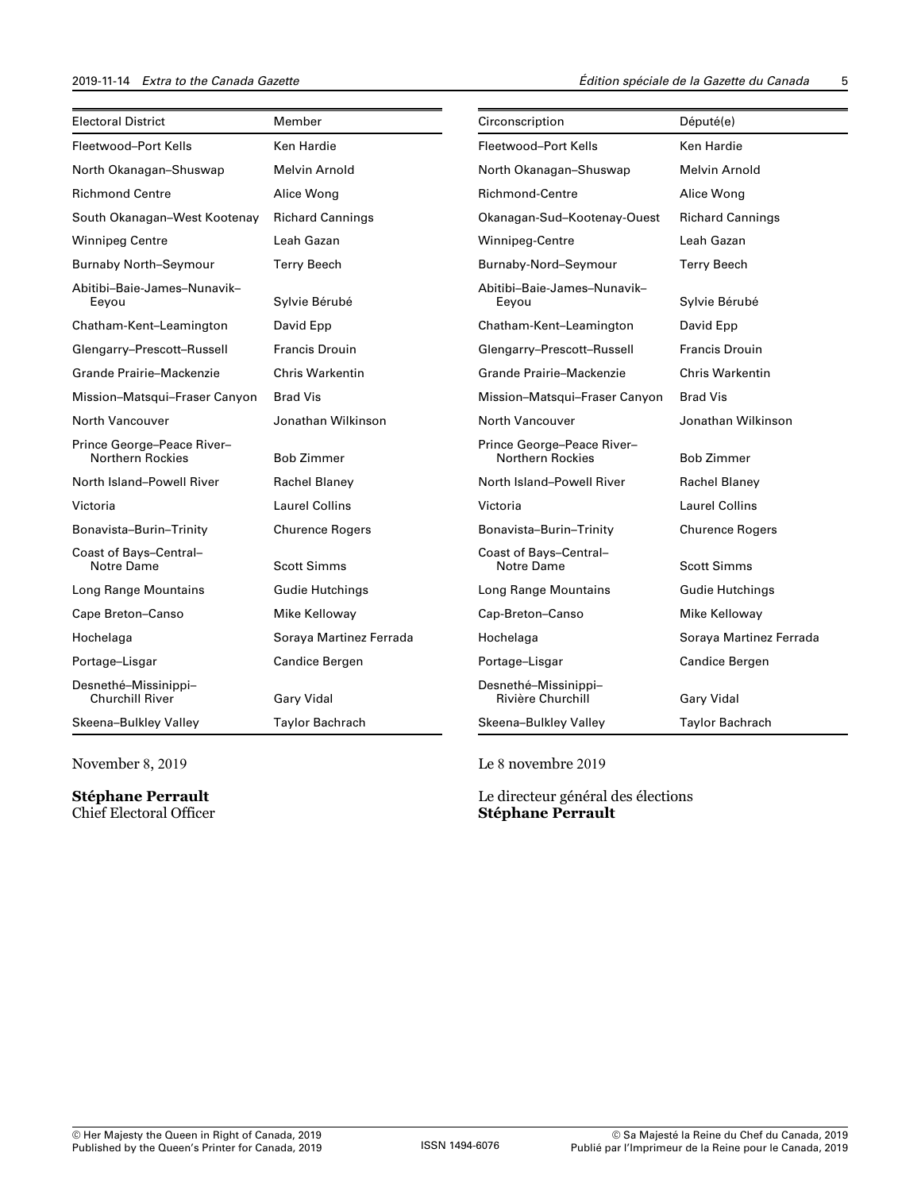| Electoral District | Member |
|---|---|
| Fleetwood–Port Kells | Ken Hardie |
| North Okanagan–Shuswap | Melvin Arnold |
| Richmond Centre | Alice Wong |
| South Okanagan–West Kootenay | Richard Cannings |
| Winnipeg Centre | Leah Gazan |
| Burnaby North–Seymour | Terry Beech |
| Abitibi–Baie-James–Nunavik–Eeyou | Sylvie Bérubé |
| Chatham-Kent–Leamington | David Epp |
| Glengarry–Prescott–Russell | Francis Drouin |
| Grande Prairie–Mackenzie | Chris Warkentin |
| Mission–Matsqui–Fraser Canyon | Brad Vis |
| North Vancouver | Jonathan Wilkinson |
| Prince George–Peace River–Northern Rockies | Bob Zimmer |
| North Island–Powell River | Rachel Blaney |
| Victoria | Laurel Collins |
| Bonavista–Burin–Trinity | Churence Rogers |
| Coast of Bays–Central–Notre Dame | Scott Simms |
| Long Range Mountains | Gudie Hutchings |
| Cape Breton–Canso | Mike Kelloway |
| Hochelaga | Soraya Martinez Ferrada |
| Portage–Lisgar | Candice Bergen |
| Desnethé–Missinippi–Churchill River | Gary Vidal |
| Skeena–Bulkley Valley | Taylor Bachrach |

November 8, 2019

**Stéphane Perrault**
Chief Electoral Officer

| Circonscription | Député(e) |
|---|---|
| Fleetwood–Port Kells | Ken Hardie |
| North Okanagan–Shuswap | Melvin Arnold |
| Richmond-Centre | Alice Wong |
| Okanagan-Sud–Kootenay-Ouest | Richard Cannings |
| Winnipeg-Centre | Leah Gazan |
| Burnaby-Nord–Seymour | Terry Beech |
| Abitibi–Baie-James–Nunavik–Eeyou | Sylvie Bérubé |
| Chatham-Kent–Leamington | David Epp |
| Glengarry–Prescott–Russell | Francis Drouin |
| Grande Prairie–Mackenzie | Chris Warkentin |
| Mission–Matsqui–Fraser Canyon | Brad Vis |
| North Vancouver | Jonathan Wilkinson |
| Prince George–Peace River–Northern Rockies | Bob Zimmer |
| North Island–Powell River | Rachel Blaney |
| Victoria | Laurel Collins |
| Bonavista–Burin–Trinity | Churence Rogers |
| Coast of Bays–Central–Notre Dame | Scott Simms |
| Long Range Mountains | Gudie Hutchings |
| Cap-Breton–Canso | Mike Kelloway |
| Hochelaga | Soraya Martinez Ferrada |
| Portage–Lisgar | Candice Bergen |
| Desnethé–Missinippi–Rivière Churchill | Gary Vidal |
| Skeena–Bulkley Valley | Taylor Bachrach |

Le 8 novembre 2019

Le directeur général des élections
**Stéphane Perrault**

© Her Majesty the Queen in Right of Canada, 2019
Published by the Queen's Printer for Canada, 2019

ISSN 1494-6076

© Sa Majesté la Reine du Chef du Canada, 2019
Publié par l'Imprimeur de la Reine pour le Canada, 2019